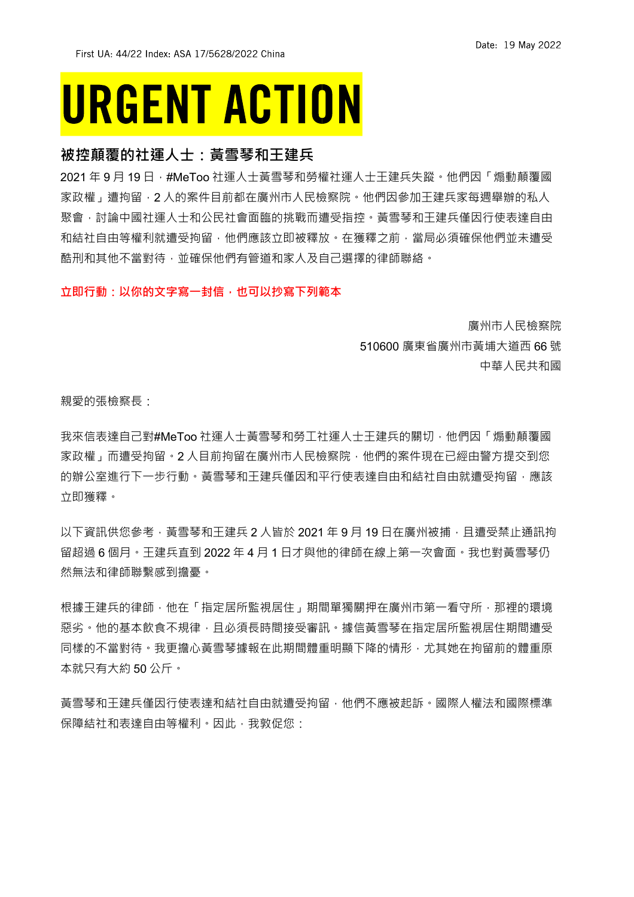First UA: 44/22 Index: ASA 17/5628/2022 China

Date: 19 May 2022

# URGENT ACTION

## 被控顛覆的社運人士：黃雪琴和王建兵

2021 年 9 月 19 日，#MeToo 社運人士黃雪琴和勞權社運人士王建兵失蹤。他們因「煽動顛覆國家政權」遭拘留，2 人的案件目前都在廣州市人民檢察院。他們因參加王建兵家每週舉辦的私人聚會，討論中國社運人士和公民社會面臨的挑戰而遭受指控。黃雪琴和王建兵僅因行使表達自由和結社自由等權利就遭受拘留，他們應該立即被釋放。在獲釋之前，當局必須確保他們並未遭受酷刑和其他不當對待，並確保他們有管道和家人及自己選擇的律師聯絡。

**立即行動：以你的文字寫一封信，也可以抄寫下列範本**

廣州市人民檢察院
510600 廣東省廣州市黃埔大道西 66 號
中華人民共和國

親愛的張檢察長：

我來信表達自己對#MeToo 社運人士黃雪琴和勞工社運人士王建兵的關切，他們因「煽動顛覆國家政權」而遭受拘留。2 人目前拘留在廣州市人民檢察院，他們的案件現在已經由警方提交到您的辦公室進行下一步行動。黃雪琴和王建兵僅因和平行使表達自由和結社自由就遭受拘留，應該立即獲釋。

以下資訊供您參考，黃雪琴和王建兵 2 人皆於 2021 年 9 月 19 日在廣州被捕，且遭受禁止通訊拘留超過 6 個月。王建兵直到 2022 年 4 月 1 日才與他的律師在線上第一次會面。我也對黃雪琴仍然無法和律師聯繫感到擔憂。

根據王建兵的律師，他在「指定居所監視居住」期間單獨關押在廣州市第一看守所，那裡的環境惡劣。他的基本飲食不規律，且必須長時間接受審訊。據信黃雪琴在指定居所監視居住期間遭受同樣的不當對待。我更擔心黃雪琴據報在此期間體重明顯下降的情形，尤其她在拘留前的體重原本就只有大約 50 公斤。

黃雪琴和王建兵僅因行使表達和結社自由就遭受拘留，他們不應被起訴。國際人權法和國際標準保障結社和表達自由等權利。因此，我敦促您：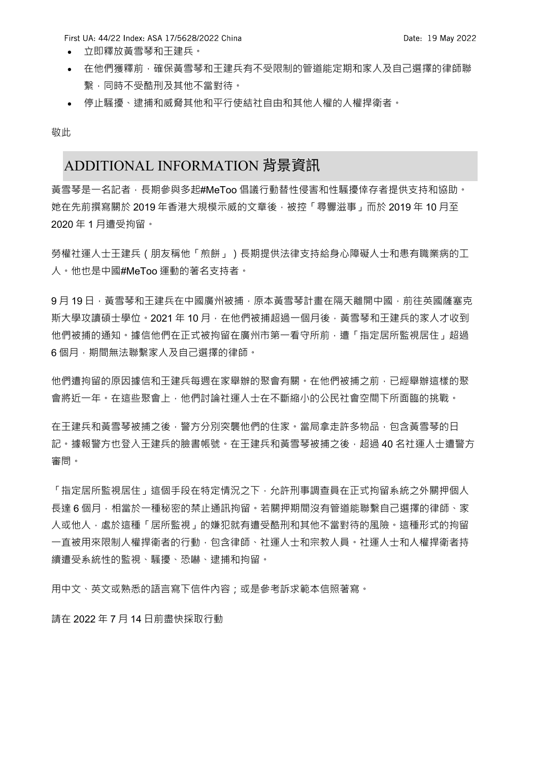- 立即釋放黃雪琴和王建兵。
- 在他們獲釋前，確保黃雪琴和王建兵有不受限制的管道能定期和家人及自己選擇的律師聯繫，同時不受酷刑及其他不當對待。
- 停止騷擾、逮捕和威脅其他和平行使結社自由和其他人權的人權捍衛者。

敬此

## ADDITIONAL INFORMATION 背景資訊

黃雪琴是一名記者，長期參與多起#MeToo 倡議行動替性侵害和性騷擾倖存者提供支持和協助。她在先前撰寫關於 2019 年香港大規模示威的文章後，被控「尋釁滋事」而於 2019 年 10 月至 2020 年 1 月遭受拘留。

勞權社運人士王建兵（朋友稱他「煎餅」）長期提供法律支持給身心障礙人士和患有職業病的工人。他也是中國#MeToo 運動的著名支持者。

9 月 19 日，黃雪琴和王建兵在中國廣州被捕，原本黃雪琴計畫在隔天離開中國，前往英國薩塞克斯大學攻讀碩士學位。2021 年 10 月，在他們被捕超過一個月後，黃雪琴和王建兵的家人才收到他們被捕的通知。據信他們在正式被拘留在廣州市第一看守所前，遭「指定居所監視居住」超過 6 個月，期間無法聯繫家人及自己選擇的律師。

他們遭拘留的原因據信和王建兵每週在家舉辦的聚會有關。在他們被捕之前，已經舉辦這樣的聚會將近一年。在這些聚會上，他們討論社運人士在不斷縮小的公民社會空間下所面臨的挑戰。

在王建兵和黃雪琴被捕之後，警方分別突襲他們的住家。當局拿走許多物品，包含黃雪琴的日記。據報警方也登入王建兵的臉書帳號。在王建兵和黃雪琴被捕之後，超過 40 名社運人士遭警方審問。

「指定居所監視居住」這個手段在特定情況之下，允許刑事調查員在正式拘留系統之外關押個人長達 6 個月，相當於一種秘密的禁止通訊拘留。若關押期間沒有管道能聯繫自己選擇的律師、家人或他人，處於這種「居所監視」的嫌犯就有遭受酷刑和其他不當對待的風險。這種形式的拘留一直被用來限制人權捍衛者的行動，包含律師、社運人士和宗教人員。社運人士和人權捍衛者持續遭受系統性的監視、騷擾、恐嚇、逮捕和拘留。

用中文、英文或熟悉的語言寫下信件內容；或是參考訴求範本信照著寫。

請在 2022 年 7 月 14 日前盡快採取行動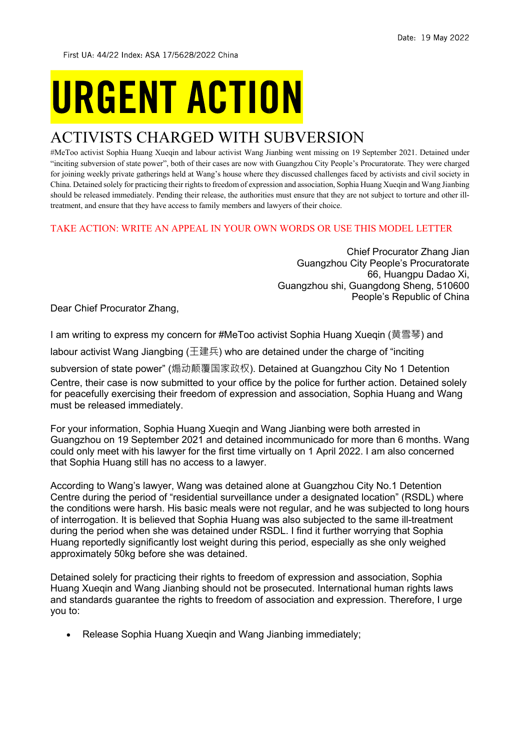Date: 19 May 2022

First UA: 44/22 Index: ASA 17/5628/2022 China

# URGENT ACTION

## ACTIVISTS CHARGED WITH SUBVERSION

#MeToo activist Sophia Huang Xueqin and labour activist Wang Jianbing went missing on 19 September 2021. Detained under "inciting subversion of state power", both of their cases are now with Guangzhou City People's Procuratorate. They were charged for joining weekly private gatherings held at Wang's house where they discussed challenges faced by activists and civil society in China. Detained solely for practicing their rights to freedom of expression and association, Sophia Huang Xueqin and Wang Jianbing should be released immediately. Pending their release, the authorities must ensure that they are not subject to torture and other ill-treatment, and ensure that they have access to family members and lawyers of their choice.

TAKE ACTION: WRITE AN APPEAL IN YOUR OWN WORDS OR USE THIS MODEL LETTER

Chief Procurator Zhang Jian
Guangzhou City People's Procuratorate
66, Huangpu Dadao Xi,
Guangzhou shi, Guangdong Sheng, 510600
People's Republic of China

Dear Chief Procurator Zhang,

I am writing to express my concern for #MeToo activist Sophia Huang Xueqin (黄雪琴) and labour activist Wang Jiangbing (王建兵) who are detained under the charge of "inciting subversion of state power" (煽动颠覆国家政权). Detained at Guangzhou City No 1 Detention Centre, their case is now submitted to your office by the police for further action. Detained solely for peacefully exercising their freedom of expression and association, Sophia Huang and Wang must be released immediately.

For your information, Sophia Huang Xueqin and Wang Jianbing were both arrested in Guangzhou on 19 September 2021 and detained incommunicado for more than 6 months. Wang could only meet with his lawyer for the first time virtually on 1 April 2022. I am also concerned that Sophia Huang still has no access to a lawyer.

According to Wang's lawyer, Wang was detained alone at Guangzhou City No.1 Detention Centre during the period of "residential surveillance under a designated location" (RSDL) where the conditions were harsh. His basic meals were not regular, and he was subjected to long hours of interrogation. It is believed that Sophia Huang was also subjected to the same ill-treatment during the period when she was detained under RSDL. I find it further worrying that Sophia Huang reportedly significantly lost weight during this period, especially as she only weighed approximately 50kg before she was detained.

Detained solely for practicing their rights to freedom of expression and association, Sophia Huang Xueqin and Wang Jianbing should not be prosecuted. International human rights laws and standards guarantee the rights to freedom of association and expression. Therefore, I urge you to:

- Release Sophia Huang Xueqin and Wang Jianbing immediately;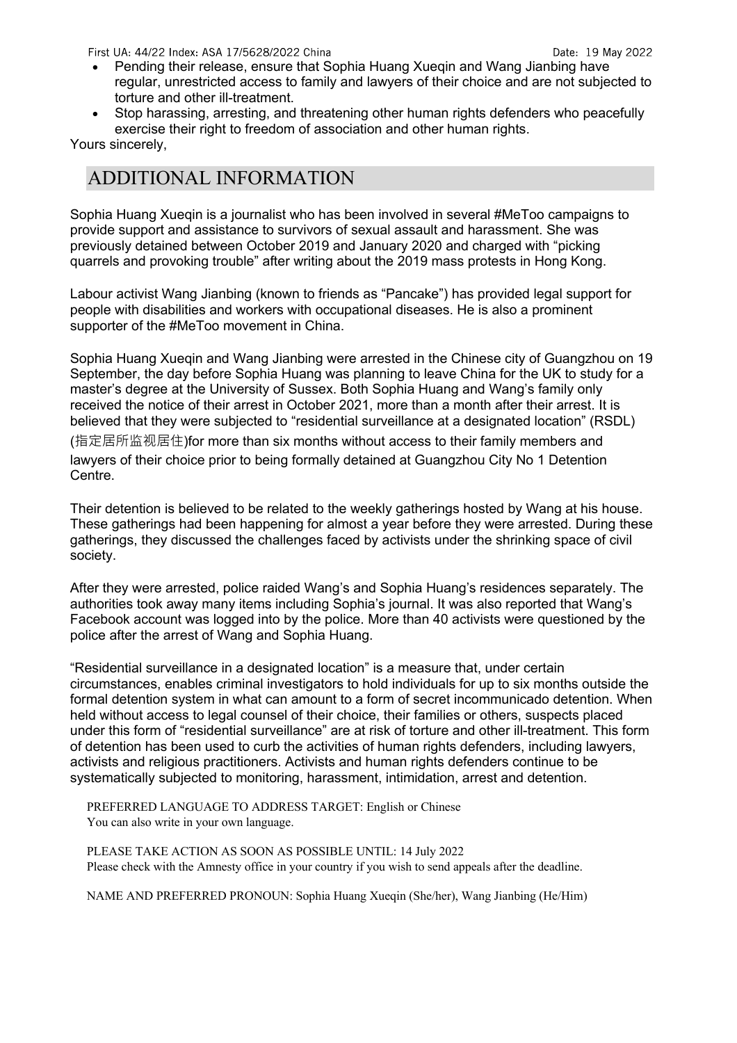- Pending their release, ensure that Sophia Huang Xueqin and Wang Jianbing have regular, unrestricted access to family and lawyers of their choice and are not subjected to torture and other ill-treatment.
- Stop harassing, arresting, and threatening other human rights defenders who peacefully exercise their right to freedom of association and other human rights.

Yours sincerely,

## ADDITIONAL INFORMATION

Sophia Huang Xueqin is a journalist who has been involved in several #MeToo campaigns to provide support and assistance to survivors of sexual assault and harassment. She was previously detained between October 2019 and January 2020 and charged with "picking quarrels and provoking trouble" after writing about the 2019 mass protests in Hong Kong.

Labour activist Wang Jianbing (known to friends as "Pancake") has provided legal support for people with disabilities and workers with occupational diseases. He is also a prominent supporter of the #MeToo movement in China.

Sophia Huang Xueqin and Wang Jianbing were arrested in the Chinese city of Guangzhou on 19 September, the day before Sophia Huang was planning to leave China for the UK to study for a master's degree at the University of Sussex. Both Sophia Huang and Wang's family only received the notice of their arrest in October 2021, more than a month after their arrest. It is believed that they were subjected to "residential surveillance at a designated location" (RSDL) (指定居所监视居住)for more than six months without access to their family members and lawyers of their choice prior to being formally detained at Guangzhou City No 1 Detention Centre.

Their detention is believed to be related to the weekly gatherings hosted by Wang at his house. These gatherings had been happening for almost a year before they were arrested. During these gatherings, they discussed the challenges faced by activists under the shrinking space of civil society.

After they were arrested, police raided Wang's and Sophia Huang's residences separately. The authorities took away many items including Sophia's journal. It was also reported that Wang's Facebook account was logged into by the police. More than 40 activists were questioned by the police after the arrest of Wang and Sophia Huang.

"Residential surveillance in a designated location" is a measure that, under certain circumstances, enables criminal investigators to hold individuals for up to six months outside the formal detention system in what can amount to a form of secret incommunicado detention. When held without access to legal counsel of their choice, their families or others, suspects placed under this form of "residential surveillance" are at risk of torture and other ill-treatment. This form of detention has been used to curb the activities of human rights defenders, including lawyers, activists and religious practitioners. Activists and human rights defenders continue to be systematically subjected to monitoring, harassment, intimidation, arrest and detention.

PREFERRED LANGUAGE TO ADDRESS TARGET: English or Chinese
You can also write in your own language.

PLEASE TAKE ACTION AS SOON AS POSSIBLE UNTIL: 14 July 2022
Please check with the Amnesty office in your country if you wish to send appeals after the deadline.

NAME AND PREFERRED PRONOUN: Sophia Huang Xueqin (She/her), Wang Jianbing (He/Him)